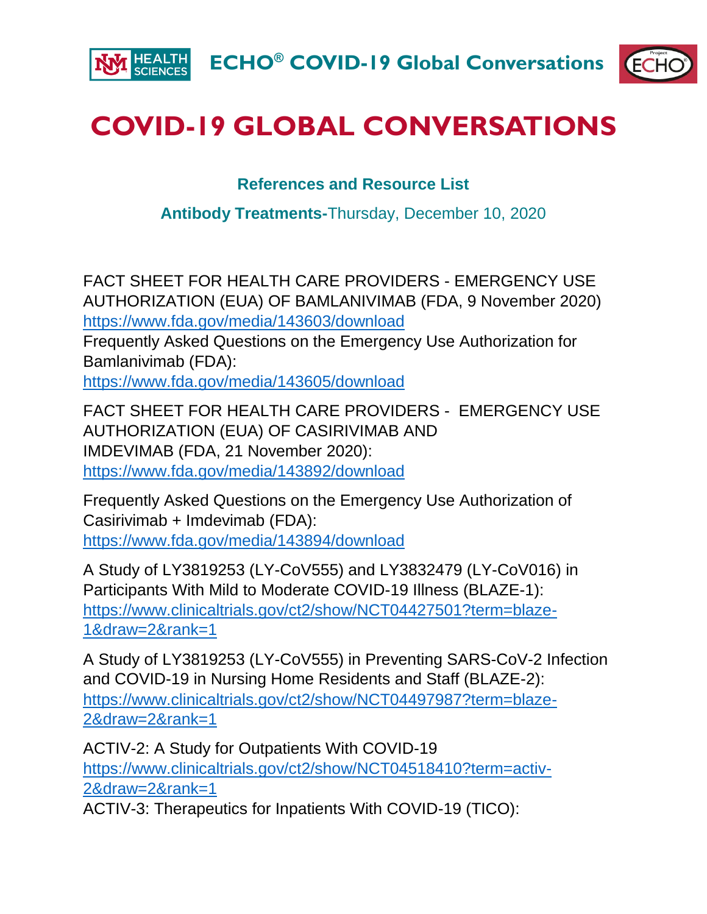# COVID-19 GLOBAL CONVERSATIONS

### References and Resource List

**Antibody Treatments-**Thursday, December 10, 2020

FACT SHEET FOR HEALTH CARE PROVIDERS - EMERGENCY USE AUTHORIZATION (EUA) OF BAMLANIVIMAB (FDA, 9 November 2020)
https://www.fda.gov/media/143603/download
Frequently Asked Questions on the Emergency Use Authorization for Bamlanivimab (FDA):
https://www.fda.gov/media/143605/download

FACT SHEET FOR HEALTH CARE PROVIDERS - EMERGENCY USE AUTHORIZATION (EUA) OF CASIRIVIMAB AND IMDEVIMAB (FDA, 21 November 2020):
https://www.fda.gov/media/143892/download

Frequently Asked Questions on the Emergency Use Authorization of Casirivimab + Imdevimab (FDA):
https://www.fda.gov/media/143894/download

A Study of LY3819253 (LY-CoV555) and LY3832479 (LY-CoV016) in Participants With Mild to Moderate COVID-19 Illness (BLAZE-1):
https://www.clinicaltrials.gov/ct2/show/NCT04427501?term=blaze-1&draw=2&rank=1

A Study of LY3819253 (LY-CoV555) in Preventing SARS-CoV-2 Infection and COVID-19 in Nursing Home Residents and Staff (BLAZE-2):
https://www.clinicaltrials.gov/ct2/show/NCT04497987?term=blaze-2&draw=2&rank=1

ACTIV-2: A Study for Outpatients With COVID-19
https://www.clinicaltrials.gov/ct2/show/NCT04518410?term=activ-2&draw=2&rank=1
ACTIV-3: Therapeutics for Inpatients With COVID-19 (TICO):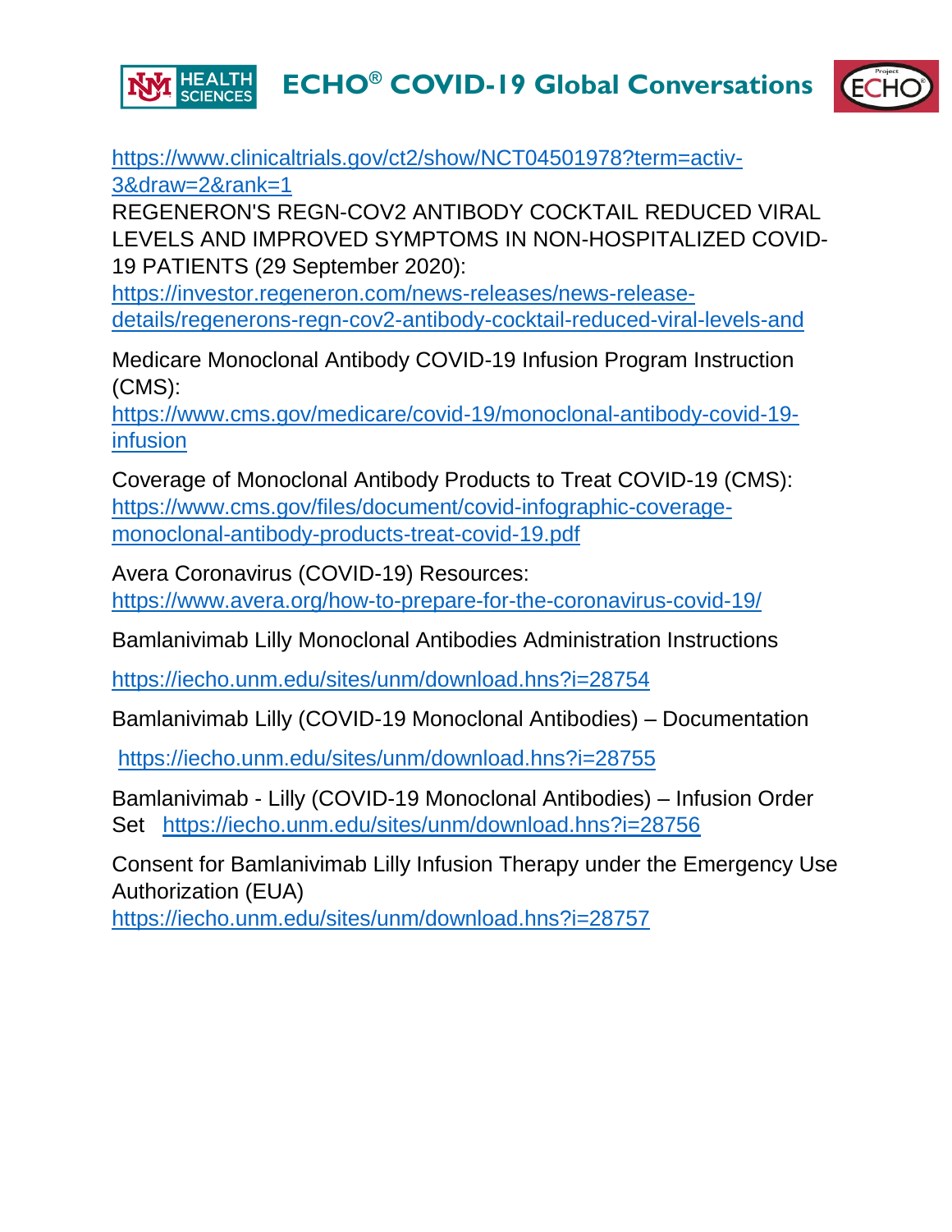https://www.clinicaltrials.gov/ct2/show/NCT04501978?term=activ-3&draw=2&rank=1

REGENERON'S REGN-COV2 ANTIBODY COCKTAIL REDUCED VIRAL LEVELS AND IMPROVED SYMPTOMS IN NON-HOSPITALIZED COVID-19 PATIENTS (29 September 2020):
https://investor.regeneron.com/news-releases/news-release-details/regenerons-regn-cov2-antibody-cocktail-reduced-viral-levels-and

Medicare Monoclonal Antibody COVID-19 Infusion Program Instruction (CMS):
https://www.cms.gov/medicare/covid-19/monoclonal-antibody-covid-19-infusion

Coverage of Monoclonal Antibody Products to Treat COVID-19 (CMS):
https://www.cms.gov/files/document/covid-infographic-coverage-monoclonal-antibody-products-treat-covid-19.pdf

Avera Coronavirus (COVID-19) Resources:
https://www.avera.org/how-to-prepare-for-the-coronavirus-covid-19/

Bamlanivimab Lilly Monoclonal Antibodies Administration Instructions

https://iecho.unm.edu/sites/unm/download.hns?i=28754

Bamlanivimab Lilly (COVID-19 Monoclonal Antibodies) – Documentation

https://iecho.unm.edu/sites/unm/download.hns?i=28755

Bamlanivimab - Lilly (COVID-19 Monoclonal Antibodies) – Infusion Order Set https://iecho.unm.edu/sites/unm/download.hns?i=28756

Consent for Bamlanivimab Lilly Infusion Therapy under the Emergency Use Authorization (EUA)
https://iecho.unm.edu/sites/unm/download.hns?i=28757